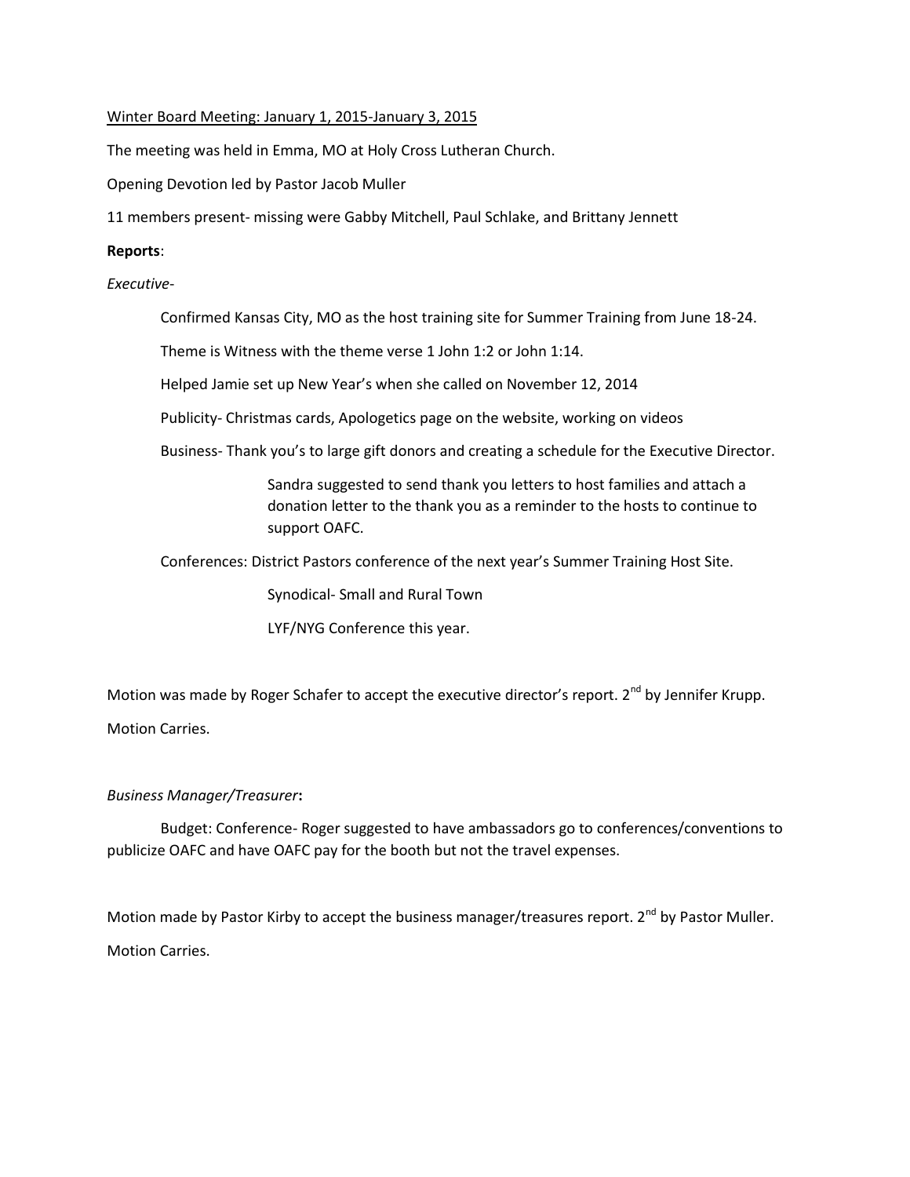Winter Board Meeting: January 1, 2015-January 3, 2015

The meeting was held in Emma, MO at Holy Cross Lutheran Church.

Opening Devotion led by Pastor Jacob Muller

11 members present- missing were Gabby Mitchell, Paul Schlake, and Brittany Jennett

**Reports**:

*Executive-*

Confirmed Kansas City, MO as the host training site for Summer Training from June 18-24.

Theme is Witness with the theme verse 1 John 1:2 or John 1:14.

Helped Jamie set up New Year's when she called on November 12, 2014

Publicity- Christmas cards, Apologetics page on the website, working on videos

Business- Thank you's to large gift donors and creating a schedule for the Executive Director.

> Sandra suggested to send thank you letters to host families and attach a donation letter to the thank you as a reminder to the hosts to continue to support OAFC.

Conferences: District Pastors conference of the next year's Summer Training Host Site.

> Synodical- Small and Rural Town
>
> LYF/NYG Conference this year.

Motion was made by Roger Schafer to accept the executive director's report. 2nd by Jennifer Krupp.

Motion Carries.

*Business Manager/Treasurer***:**

Budget: Conference- Roger suggested to have ambassadors go to conferences/conventions to publicize OAFC and have OAFC pay for the booth but not the travel expenses.

Motion made by Pastor Kirby to accept the business manager/treasures report. 2nd by Pastor Muller.

Motion Carries.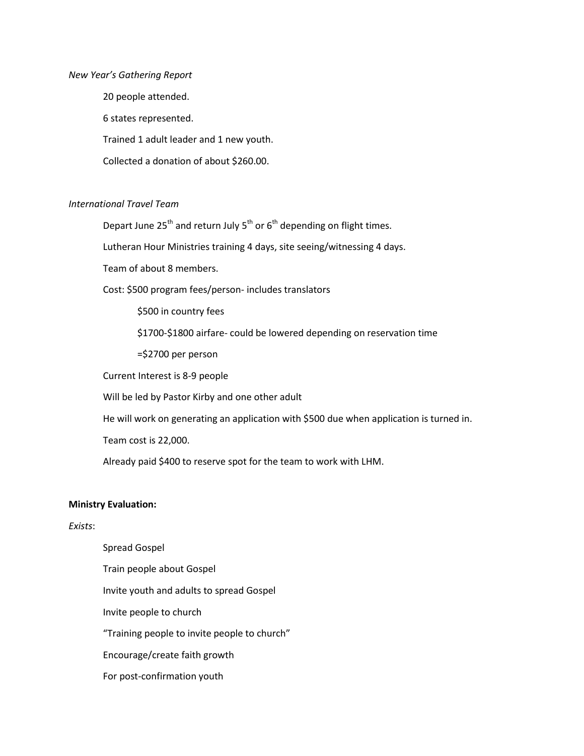*New Year's Gathering Report*

20 people attended.

6 states represented.

Trained 1 adult leader and 1 new youth.

Collected a donation of about $260.00.

*International Travel Team*

Depart June 25th and return July 5th or 6th depending on flight times.

Lutheran Hour Ministries training 4 days, site seeing/witnessing 4 days.

Team of about 8 members.

Cost: $500 program fees/person- includes translators

$500 in country fees

$1700-$1800 airfare- could be lowered depending on reservation time

=$2700 per person

Current Interest is 8-9 people

Will be led by Pastor Kirby and one other adult

He will work on generating an application with $500 due when application is turned in.

Team cost is 22,000.

Already paid $400 to reserve spot for the team to work with LHM.

**Ministry Evaluation:**

*Exists*:

Spread Gospel

Train people about Gospel

Invite youth and adults to spread Gospel

Invite people to church

"Training people to invite people to church"

Encourage/create faith growth

For post-confirmation youth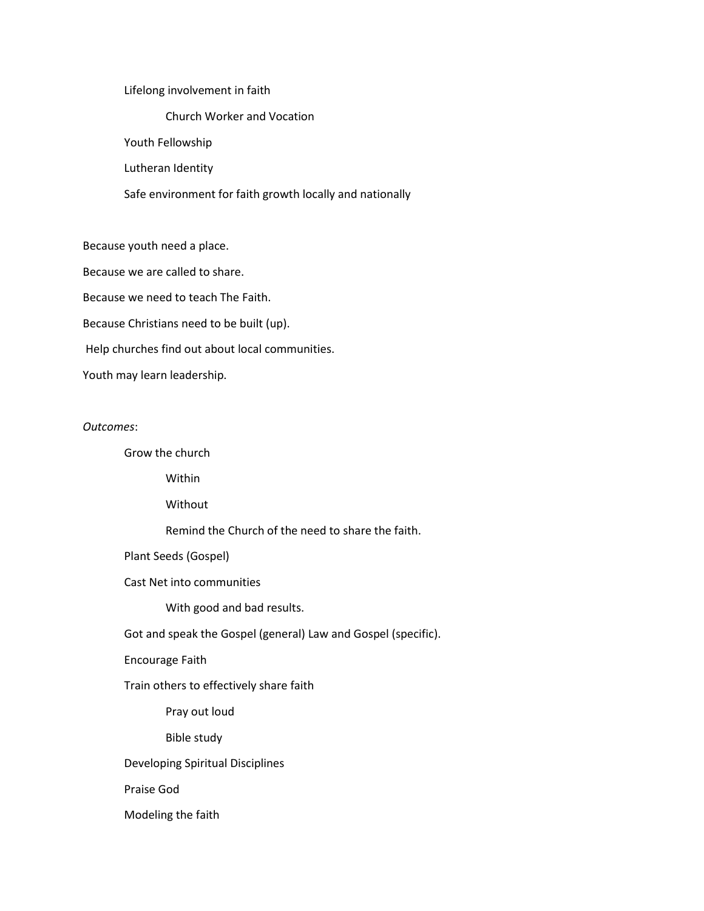- Lifelong involvement in faith
    - Church Worker and Vocation
- Youth Fellowship
- Lutheran Identity
- Safe environment for faith growth locally and nationally

Because youth need a place.

Because we are called to share.

Because we need to teach The Faith.

Because Christians need to be built (up).

Help churches find out about local communities.

Youth may learn leadership.

*Outcomes*:

- Grow the church
    - Within
    - Without
    - Remind the Church of the need to share the faith.
- Plant Seeds (Gospel)
- Cast Net into communities
    - With good and bad results.
- Got and speak the Gospel (general) Law and Gospel (specific).
- Encourage Faith
- Train others to effectively share faith
    - Pray out loud
    - Bible study
- Developing Spiritual Disciplines
- Praise God
- Modeling the faith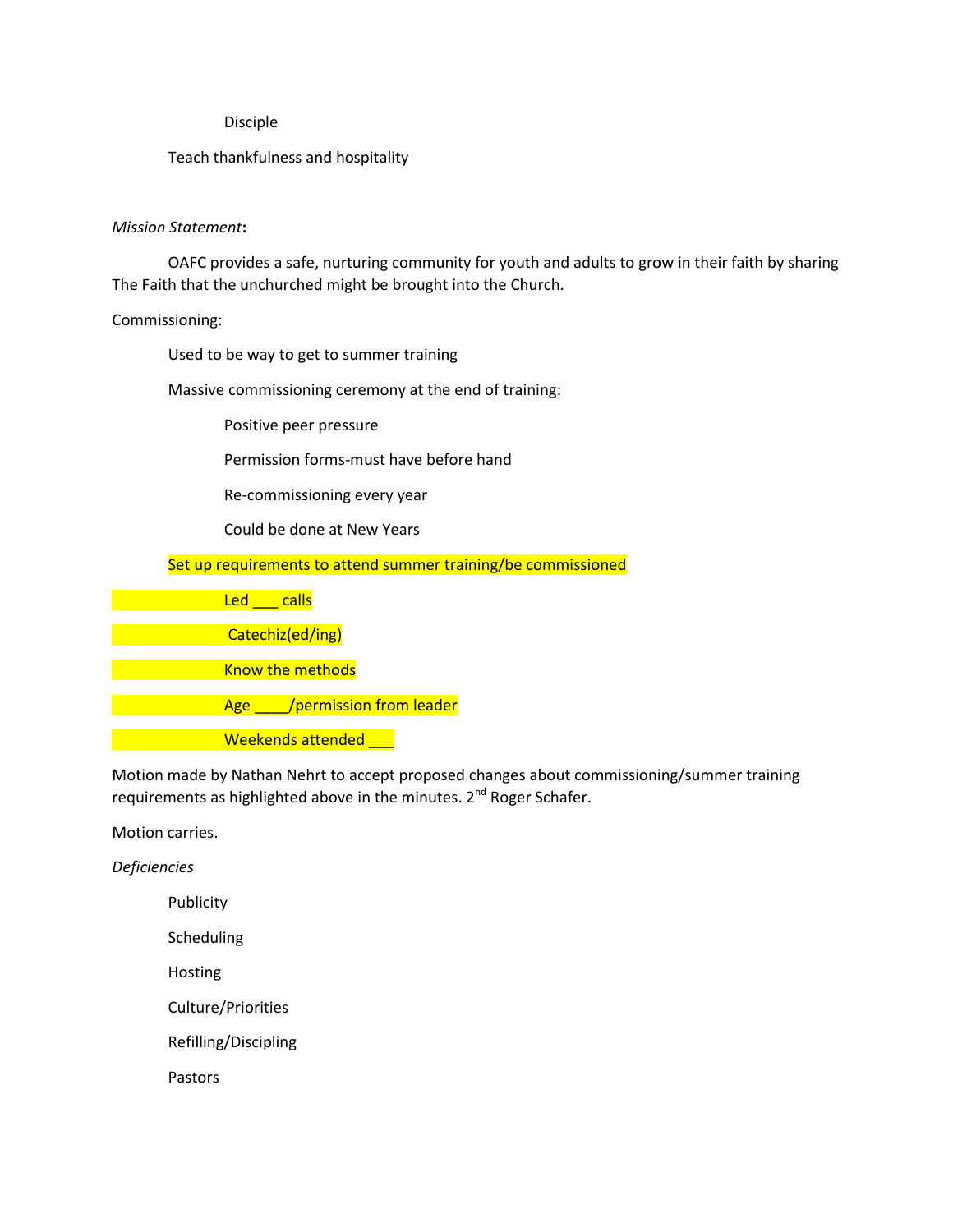Disciple

Teach thankfulness and hospitality

*Mission Statement***:**

OAFC provides a safe, nurturing community for youth and adults to grow in their faith by sharing The Faith that the unchurched might be brought into the Church.

Commissioning:

- Used to be way to get to summer training
- Massive commissioning ceremony at the end of training:
  - Positive peer pressure
  - Permission forms-must have before hand
  - Re-commissioning every year
  - Could be done at New Years
- Set up requirements to attend summer training/be commissioned
  - Led ___ calls
  - Catechiz(ed/ing)
  - Know the methods
  - Age ____/permission from leader
  - Weekends attended ___

Motion made by Nathan Nehrt to accept proposed changes about commissioning/summer training requirements as highlighted above in the minutes. 2nd Roger Schafer.

Motion carries.

*Deficiencies*

- Publicity
- Scheduling
- Hosting
- Culture/Priorities
- Refilling/Discipling
- Pastors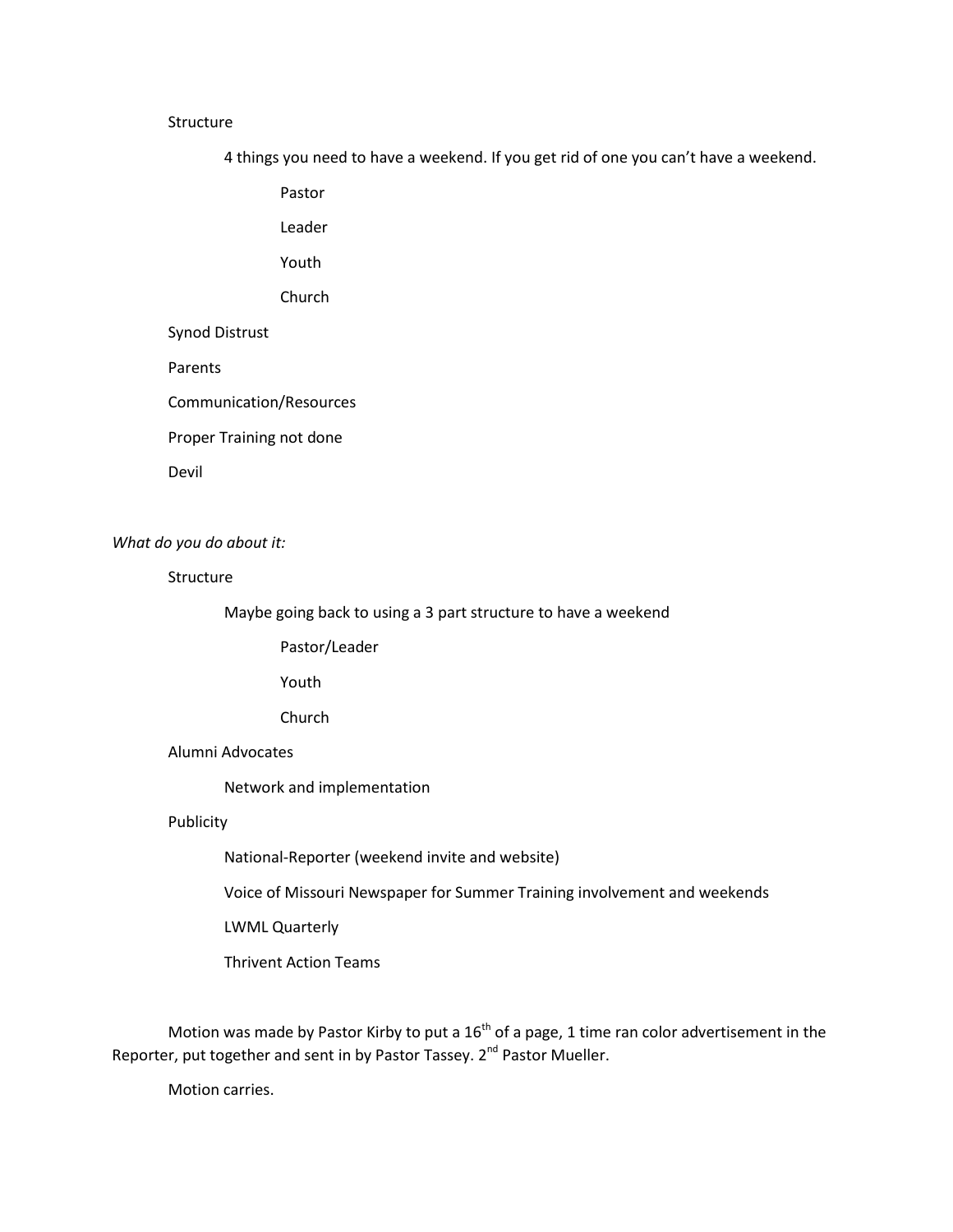Structure

- 4 things you need to have a weekend. If you get rid of one you can't have a weekend.
  - Pastor
  - Leader
  - Youth
  - Church

Synod Distrust

Parents

Communication/Resources

Proper Training not done

Devil

*What do you do about it:*

Structure

- Maybe going back to using a 3 part structure to have a weekend
  - Pastor/Leader
  - Youth
  - Church

Alumni Advocates

- Network and implementation

Publicity

- National-Reporter (weekend invite and website)
- Voice of Missouri Newspaper for Summer Training involvement and weekends
- LWML Quarterly
- Thrivent Action Teams

Motion was made by Pastor Kirby to put a 16th of a page, 1 time ran color advertisement in the Reporter, put together and sent in by Pastor Tassey. 2nd Pastor Mueller.

Motion carries.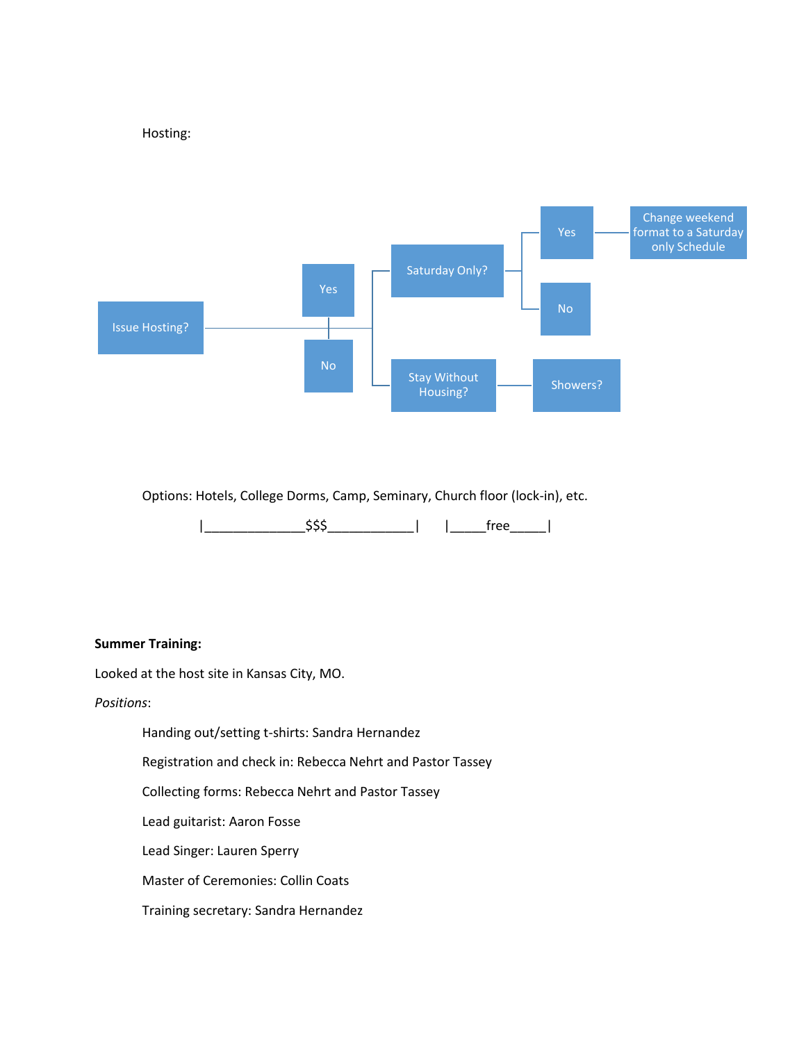Hosting:

- Issue Hosting?
  - Yes
  - No
    - Saturday Only?
      - Yes → Change weekend format to a Saturday only Schedule
      - No
    - Stay Without Housing? → Showers?

Options: Hotels, College Dorms, Camp, Seminary, Church floor (lock-in), etc.

|______________$$$____________|   |_____free_____|

**Summer Training:**

Looked at the host site in Kansas City, MO.

*Positions*:

Handing out/setting t-shirts: Sandra Hernandez

Registration and check in: Rebecca Nehrt and Pastor Tassey

Collecting forms: Rebecca Nehrt and Pastor Tassey

Lead guitarist: Aaron Fosse

Lead Singer: Lauren Sperry

Master of Ceremonies: Collin Coats

Training secretary: Sandra Hernandez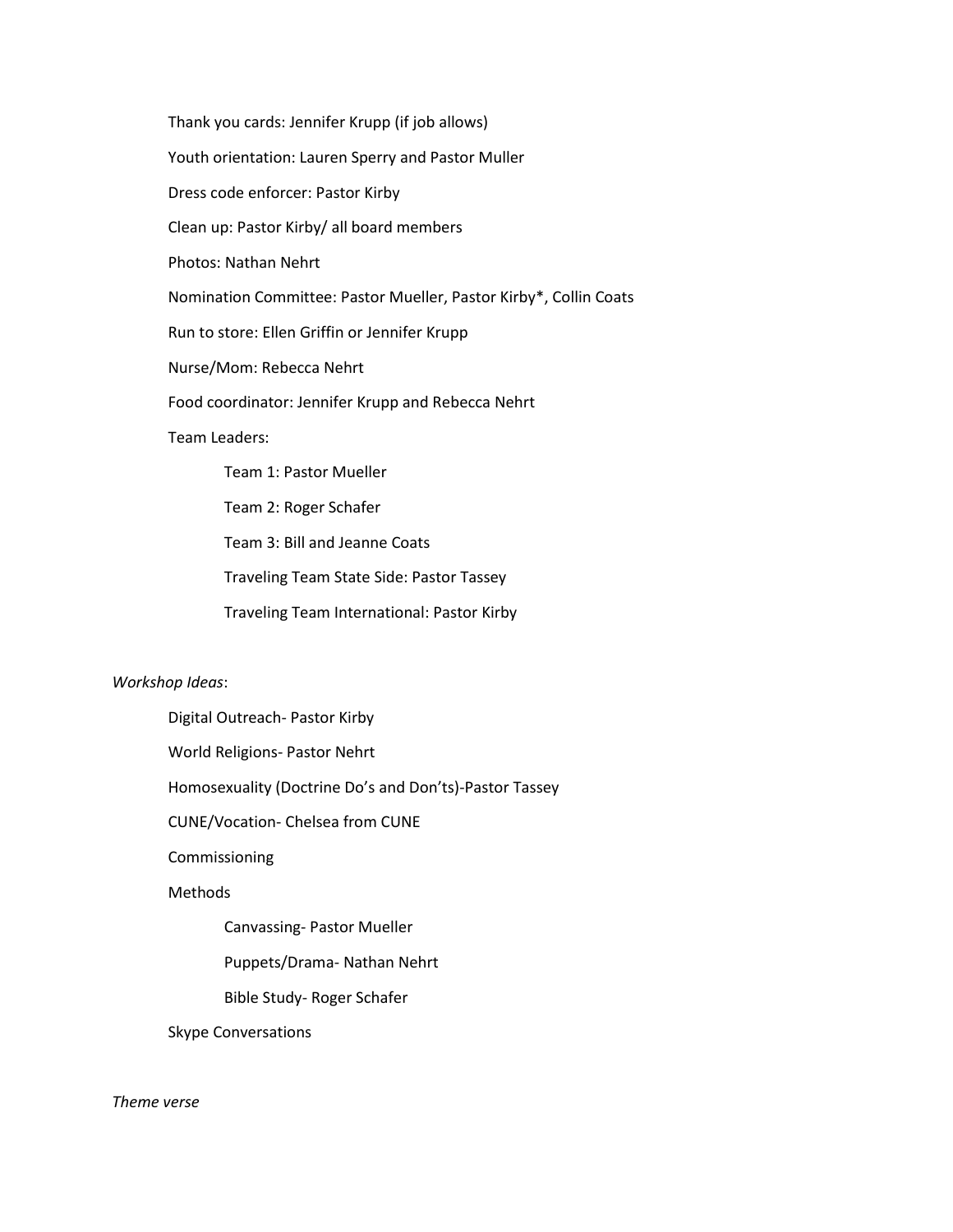Thank you cards: Jennifer Krupp (if job allows)

Youth orientation: Lauren Sperry and Pastor Muller

Dress code enforcer: Pastor Kirby

Clean up: Pastor Kirby/ all board members

Photos: Nathan Nehrt

Nomination Committee: Pastor Mueller, Pastor Kirby*, Collin Coats

Run to store: Ellen Griffin or Jennifer Krupp

Nurse/Mom: Rebecca Nehrt

Food coordinator: Jennifer Krupp and Rebecca Nehrt

Team Leaders:

- Team 1: Pastor Mueller
- Team 2: Roger Schafer
- Team 3: Bill and Jeanne Coats
- Traveling Team State Side: Pastor Tassey
- Traveling Team International: Pastor Kirby

*Workshop Ideas*:

- Digital Outreach- Pastor Kirby
- World Religions- Pastor Nehrt
- Homosexuality (Doctrine Do's and Don'ts)-Pastor Tassey
- CUNE/Vocation- Chelsea from CUNE
- Commissioning
- Methods
  - Canvassing- Pastor Mueller
  - Puppets/Drama- Nathan Nehrt
  - Bible Study- Roger Schafer
- Skype Conversations

*Theme verse*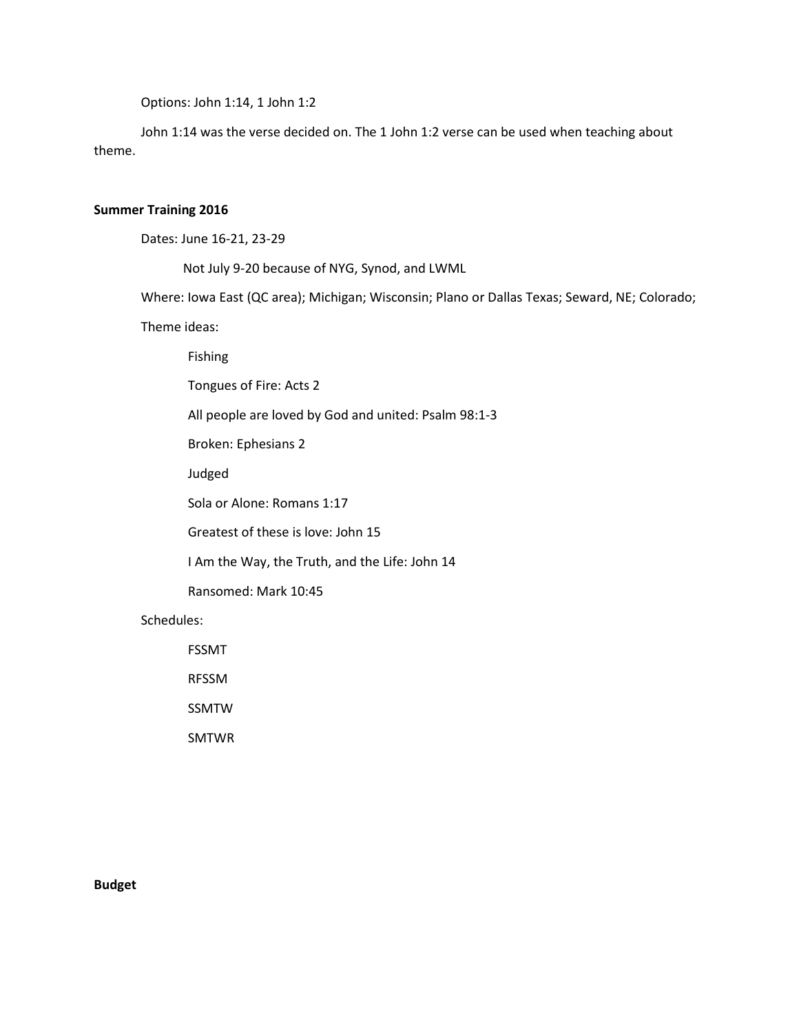Options: John 1:14, 1 John 1:2

John 1:14 was the verse decided on. The 1 John 1:2 verse can be used when teaching about theme.

**Summer Training 2016**

Dates: June 16-21, 23-29

- Not July 9-20 because of NYG, Synod, and LWML

Where: Iowa East (QC area); Michigan; Wisconsin; Plano or Dallas Texas; Seward, NE; Colorado;

Theme ideas:

- Fishing
- Tongues of Fire: Acts 2
- All people are loved by God and united: Psalm 98:1-3
- Broken: Ephesians 2
- Judged
- Sola or Alone: Romans 1:17
- Greatest of these is love: John 15
- I Am the Way, the Truth, and the Life: John 14
- Ransomed: Mark 10:45

Schedules:

- FSSMT
- RFSSM
- SSMTW
- SMTWR

**Budget**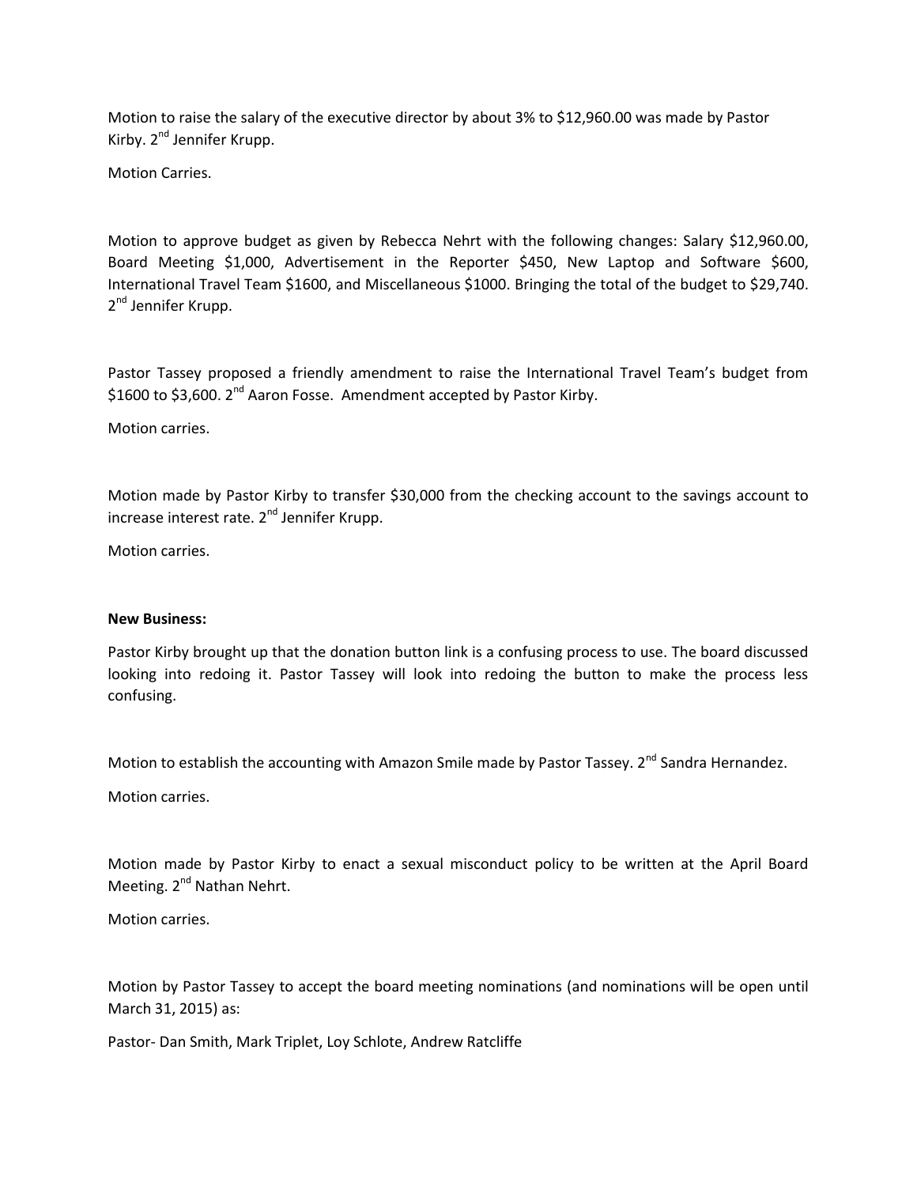Motion to raise the salary of the executive director by about 3% to $12,960.00 was made by Pastor Kirby. 2nd Jennifer Krupp.

Motion Carries.

Motion to approve budget as given by Rebecca Nehrt with the following changes: Salary $12,960.00, Board Meeting $1,000, Advertisement in the Reporter $450, New Laptop and Software $600, International Travel Team $1600, and Miscellaneous $1000. Bringing the total of the budget to $29,740. 2nd Jennifer Krupp.

Pastor Tassey proposed a friendly amendment to raise the International Travel Team's budget from $1600 to $3,600. 2nd Aaron Fosse. Amendment accepted by Pastor Kirby.

Motion carries.

Motion made by Pastor Kirby to transfer $30,000 from the checking account to the savings account to increase interest rate. 2nd Jennifer Krupp.

Motion carries.

**New Business:**

Pastor Kirby brought up that the donation button link is a confusing process to use. The board discussed looking into redoing it. Pastor Tassey will look into redoing the button to make the process less confusing.

Motion to establish the accounting with Amazon Smile made by Pastor Tassey. 2nd Sandra Hernandez.

Motion carries.

Motion made by Pastor Kirby to enact a sexual misconduct policy to be written at the April Board Meeting. 2nd Nathan Nehrt.

Motion carries.

Motion by Pastor Tassey to accept the board meeting nominations (and nominations will be open until March 31, 2015) as:

Pastor- Dan Smith, Mark Triplet, Loy Schlote, Andrew Ratcliffe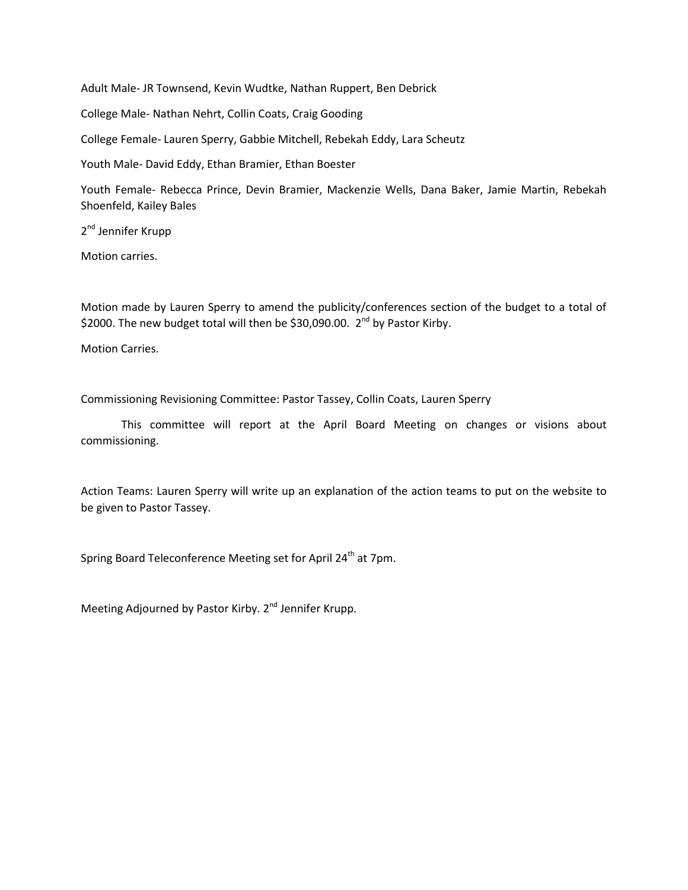Adult Male- JR Townsend, Kevin Wudtke, Nathan Ruppert, Ben Debrick

College Male- Nathan Nehrt, Collin Coats, Craig Gooding

College Female- Lauren Sperry, Gabbie Mitchell, Rebekah Eddy, Lara Scheutz

Youth Male- David Eddy, Ethan Bramier, Ethan Boester

Youth Female- Rebecca Prince, Devin Bramier, Mackenzie Wells, Dana Baker, Jamie Martin, Rebekah Shoenfeld, Kailey Bales

2nd Jennifer Krupp

Motion carries.

Motion made by Lauren Sperry to amend the publicity/conferences section of the budget to a total of $2000. The new budget total will then be $30,090.00. 2nd by Pastor Kirby.

Motion Carries.

Commissioning Revisioning Committee: Pastor Tassey, Collin Coats, Lauren Sperry

This committee will report at the April Board Meeting on changes or visions about commissioning.

Action Teams: Lauren Sperry will write up an explanation of the action teams to put on the website to be given to Pastor Tassey.

Spring Board Teleconference Meeting set for April 24th at 7pm.

Meeting Adjourned by Pastor Kirby. 2nd Jennifer Krupp.